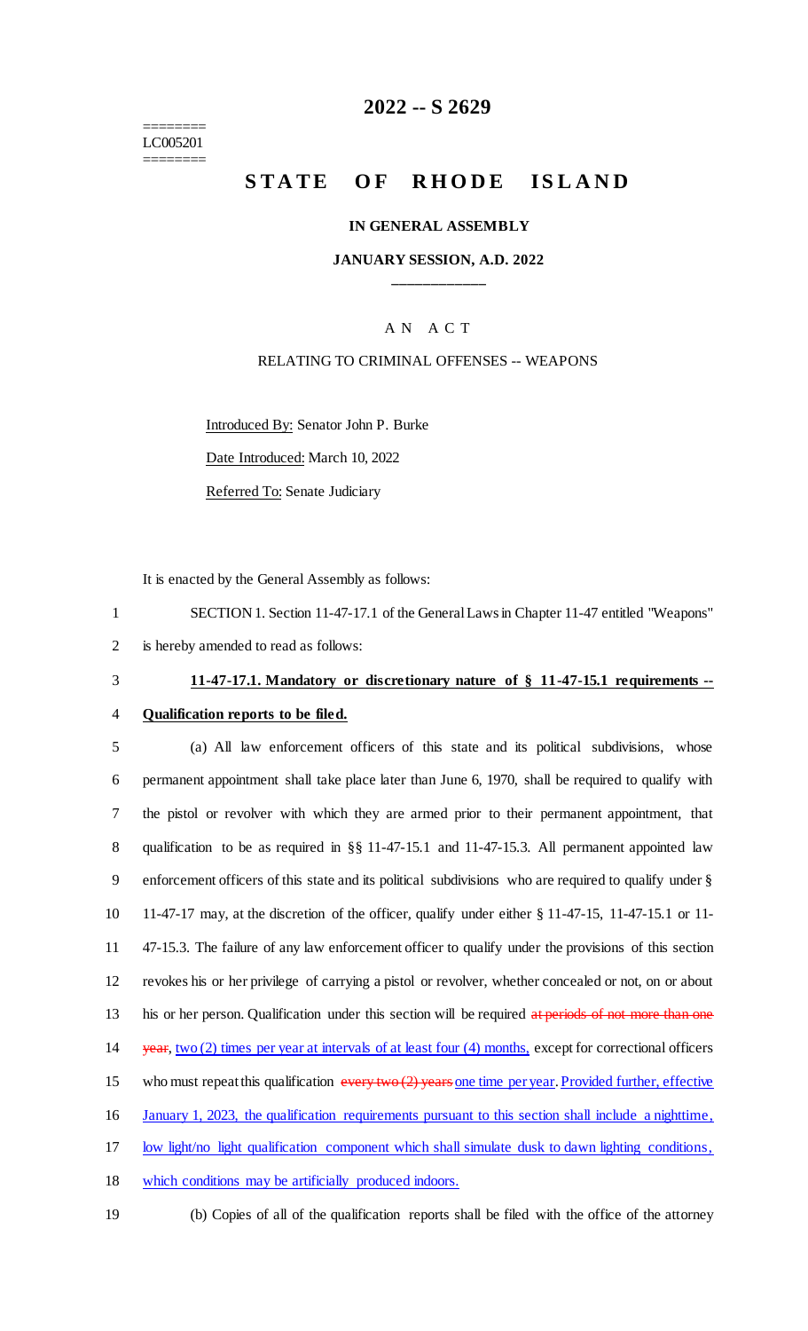========
LC005201
========

# 2022 -- S 2629

# STATE OF RHODE ISLAND

**IN GENERAL ASSEMBLY**

**JANUARY SESSION, A.D. 2022**

____________

A N A C T

RELATING TO CRIMINAL OFFENSES -- WEAPONS

Introduced By: Senator John P. Burke

Date Introduced: March 10, 2022

Referred To: Senate Judiciary

It is enacted by the General Assembly as follows:

1 SECTION 1. Section 11-47-17.1 of the General Laws in Chapter 11-47 entitled "Weapons"
2 is hereby amended to read as follows:

3 **11-47-17.1. Mandatory or discretionary nature of § 11-47-15.1 requirements --**
4 **Qualification reports to be filed.**

5 (a) All law enforcement officers of this state and its political subdivisions, whose
6 permanent appointment shall take place later than June 6, 1970, shall be required to qualify with
7 the pistol or revolver with which they are armed prior to their permanent appointment, that
8 qualification to be as required in §§ 11-47-15.1 and 11-47-15.3. All permanent appointed law
9 enforcement officers of this state and its political subdivisions who are required to qualify under §
10 11-47-17 may, at the discretion of the officer, qualify under either § 11-47-15, 11-47-15.1 or 11-
11 47-15.3. The failure of any law enforcement officer to qualify under the provisions of this section
12 revokes his or her privilege of carrying a pistol or revolver, whether concealed or not, on or about
13 his or her person. Qualification under this section will be required ~~at periods of not more than one~~
14 ~~year~~, two (2) times per year at intervals of at least four (4) months, except for correctional officers
15 who must repeat this qualification ~~every two (2) years~~ one time per year. Provided further, effective
16 January 1, 2023, the qualification requirements pursuant to this section shall include a nighttime,
17 low light/no light qualification component which shall simulate dusk to dawn lighting conditions,
18 which conditions may be artificially produced indoors.

19 (b) Copies of all of the qualification reports shall be filed with the office of the attorney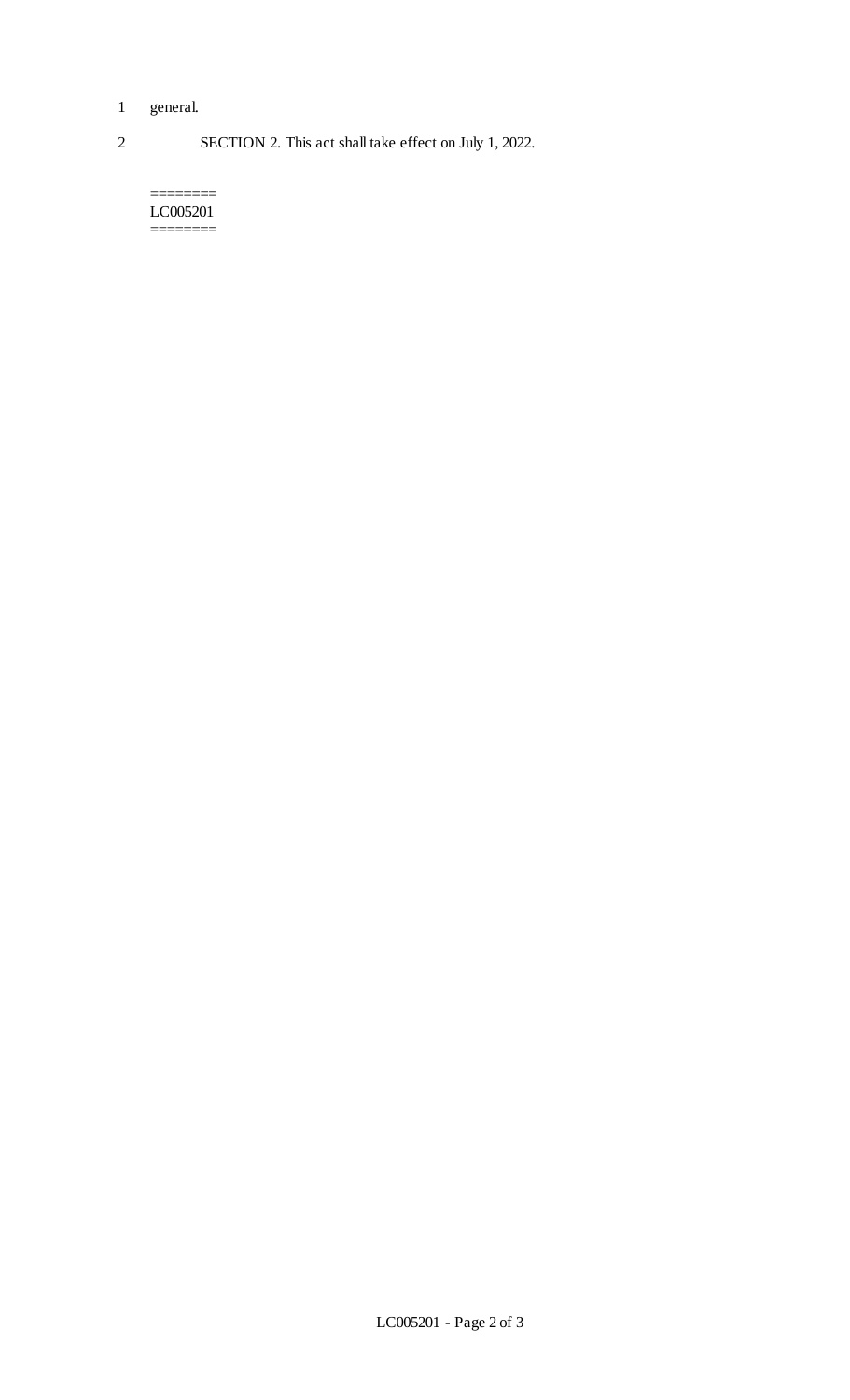general.

SECTION 2. This act shall take effect on July 1, 2022.

========
LC005201
========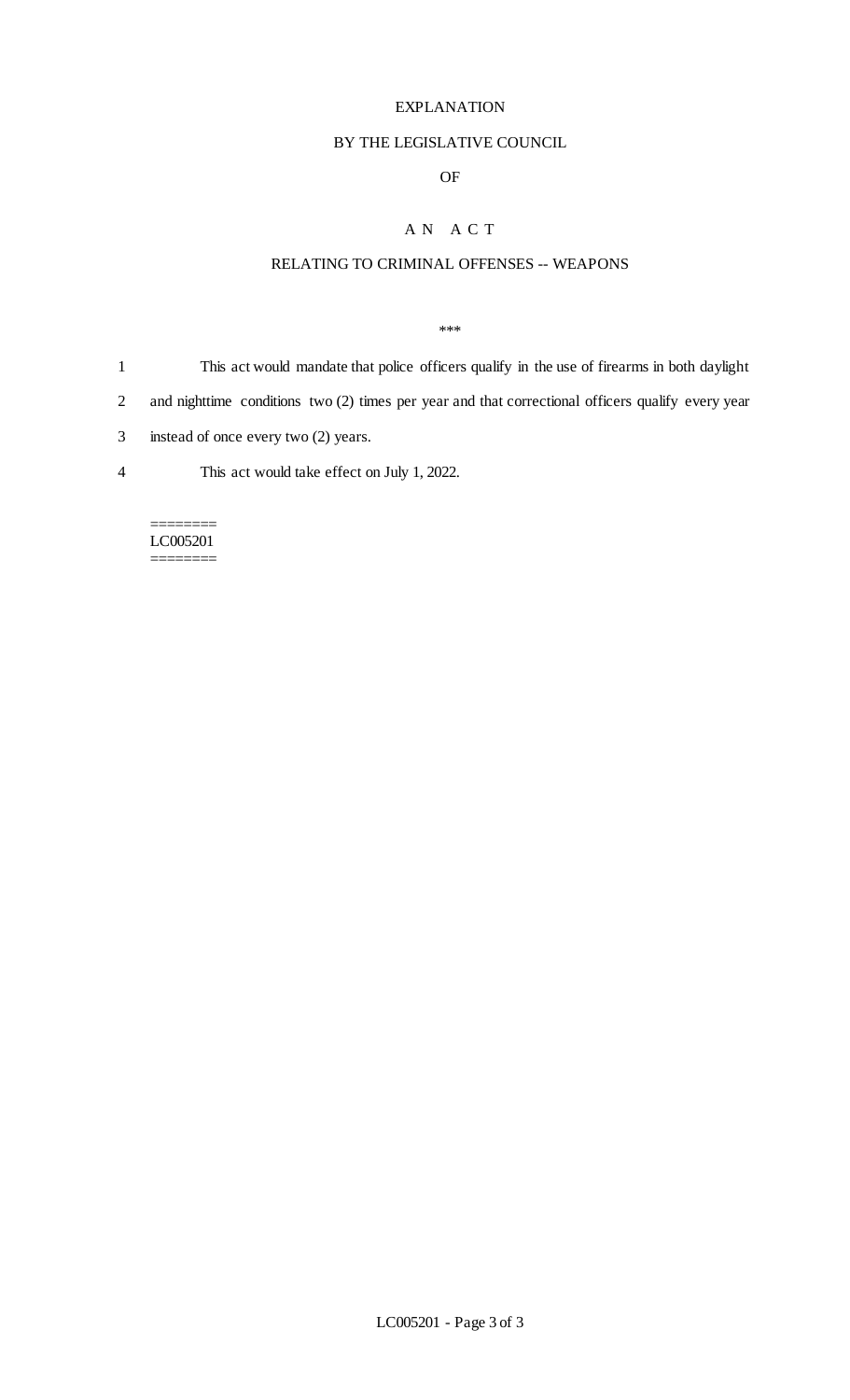EXPLANATION

BY THE LEGISLATIVE COUNCIL

OF

A N A C T

RELATING TO CRIMINAL OFFENSES -- WEAPONS

\*\*\*

This act would mandate that police officers qualify in the use of firearms in both daylight and nighttime conditions two (2) times per year and that correctional officers qualify every year instead of once every two (2) years.

This act would take effect on July 1, 2022.

========
LC005201
========